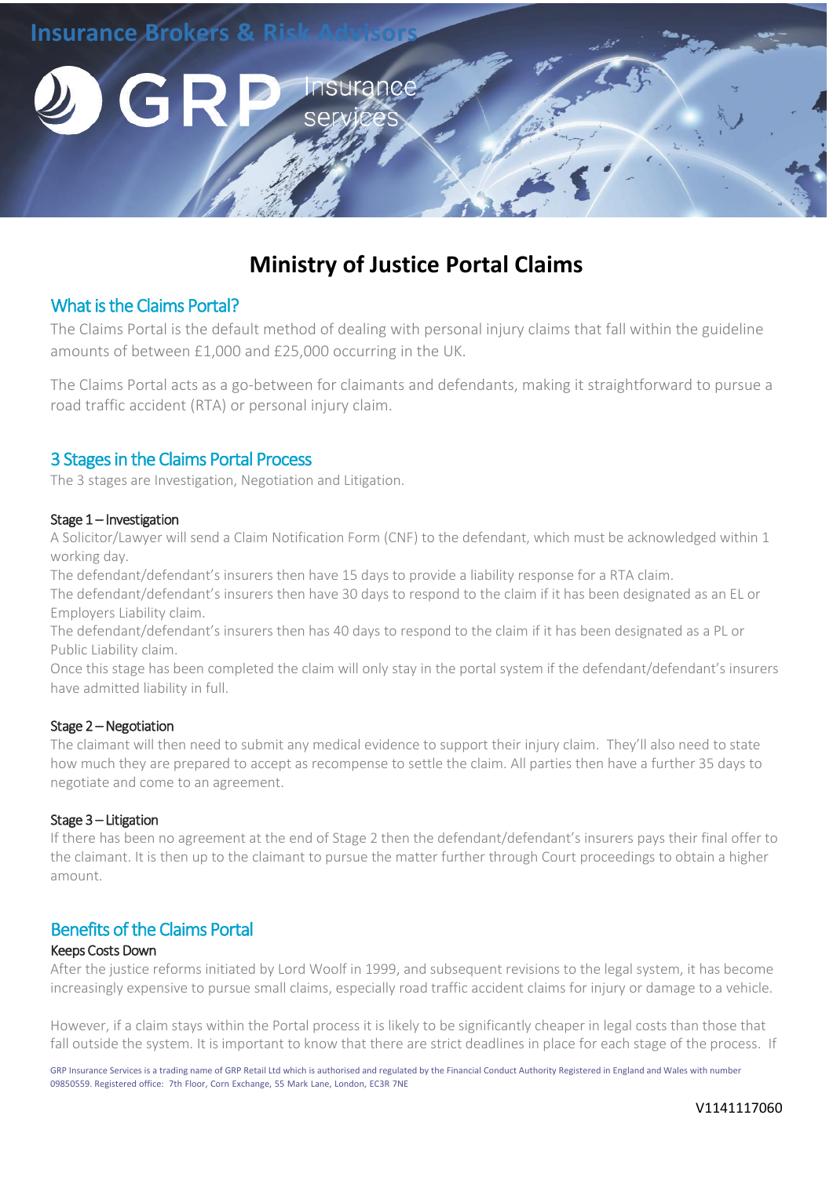# Ministry of Justice Portal Claims

## What is the Claims Portal?

The Claims Portal is the default method of dealing with personal injury claims that fall within the guideline amounts of between £1,000 and £25,000 occurring in the UK.

The Claims Portal acts as a go-between for claimants and defendants, making it straightforward to pursue a road traffic accident (RTA) or personal injury claim.

## 3 Stages in the Claims Portal Process

The 3 stages are Investigation, Negotiation and Litigation.

### Stage 1 – Investigation

A Solicitor/Lawyer will send a Claim Notification Form (CNF) to the defendant, which must be acknowledged within 1 working day.

The defendant/defendant's insurers then have 15 days to provide a liability response for a RTA claim.

The defendant/defendant's insurers then have 30 days to respond to the claim if it has been designated as an EL or Employers Liability claim.

The defendant/defendant's insurers then has 40 days to respond to the claim if it has been designated as a PL or Public Liability claim.

Once this stage has been completed the claim will only stay in the portal system if the defendant/defendant's insurers have admitted liability in full.

### Stage 2 – Negotiation

The claimant will then need to submit any medical evidence to support their injury claim. They'll also need to state how much they are prepared to accept as recompense to settle the claim. All parties then have a further 35 days to negotiate and come to an agreement.

### Stage 3 – Litigation

If there has been no agreement at the end of Stage 2 then the defendant/defendant's insurers pays their final offer to the claimant. It is then up to the claimant to pursue the matter further through Court proceedings to obtain a higher amount.

## Benefits of the Claims Portal

### Keeps Costs Down

After the justice reforms initiated by Lord Woolf in 1999, and subsequent revisions to the legal system, it has become increasingly expensive to pursue small claims, especially road traffic accident claims for injury or damage to a vehicle.

However, if a claim stays within the Portal process it is likely to be significantly cheaper in legal costs than those that fall outside the system. It is important to know that there are strict deadlines in place for each stage of the process. If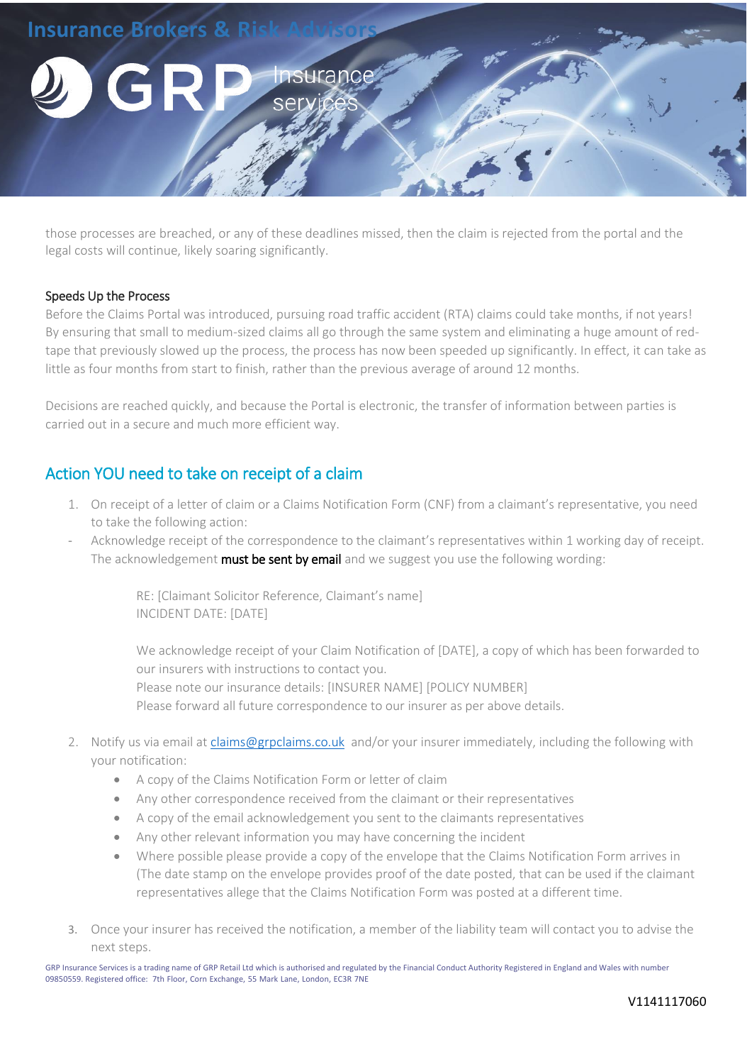those processes are breached, or any of these deadlines missed, then the claim is rejected from the portal and the legal costs will continue, likely soaring significantly.

### Speeds Up the Process

Before the Claims Portal was introduced, pursuing road traffic accident (RTA) claims could take months, if not years! By ensuring that small to medium-sized claims all go through the same system and eliminating a huge amount of red-tape that previously slowed up the process, the process has now been speeded up significantly. In effect, it can take as little as four months from start to finish, rather than the previous average of around 12 months.

Decisions are reached quickly, and because the Portal is electronic, the transfer of information between parties is carried out in a secure and much more efficient way.

## Action YOU need to take on receipt of a claim

1. On receipt of a letter of claim or a Claims Notification Form (CNF) from a claimant's representative, you need to take the following action:

- Acknowledge receipt of the correspondence to the claimant's representatives within 1 working day of receipt. The acknowledgement **must be sent by email** and we suggest you use the following wording:

> RE: [Claimant Solicitor Reference, Claimant's name]
> INCIDENT DATE: [DATE]
>
> We acknowledge receipt of your Claim Notification of [DATE], a copy of which has been forwarded to our insurers with instructions to contact you.
> Please note our insurance details: [INSURER NAME] [POLICY NUMBER]
> Please forward all future correspondence to our insurer as per above details.

2. Notify us via email at claims@grpclaims.co.uk and/or your insurer immediately, including the following with your notification:
   - A copy of the Claims Notification Form or letter of claim
   - Any other correspondence received from the claimant or their representatives
   - A copy of the email acknowledgement you sent to the claimants representatives
   - Any other relevant information you may have concerning the incident
   - Where possible please provide a copy of the envelope that the Claims Notification Form arrives in (The date stamp on the envelope provides proof of the date posted, that can be used if the claimant representatives allege that the Claims Notification Form was posted at a different time.

3. Once your insurer has received the notification, a member of the liability team will contact you to advise the next steps.